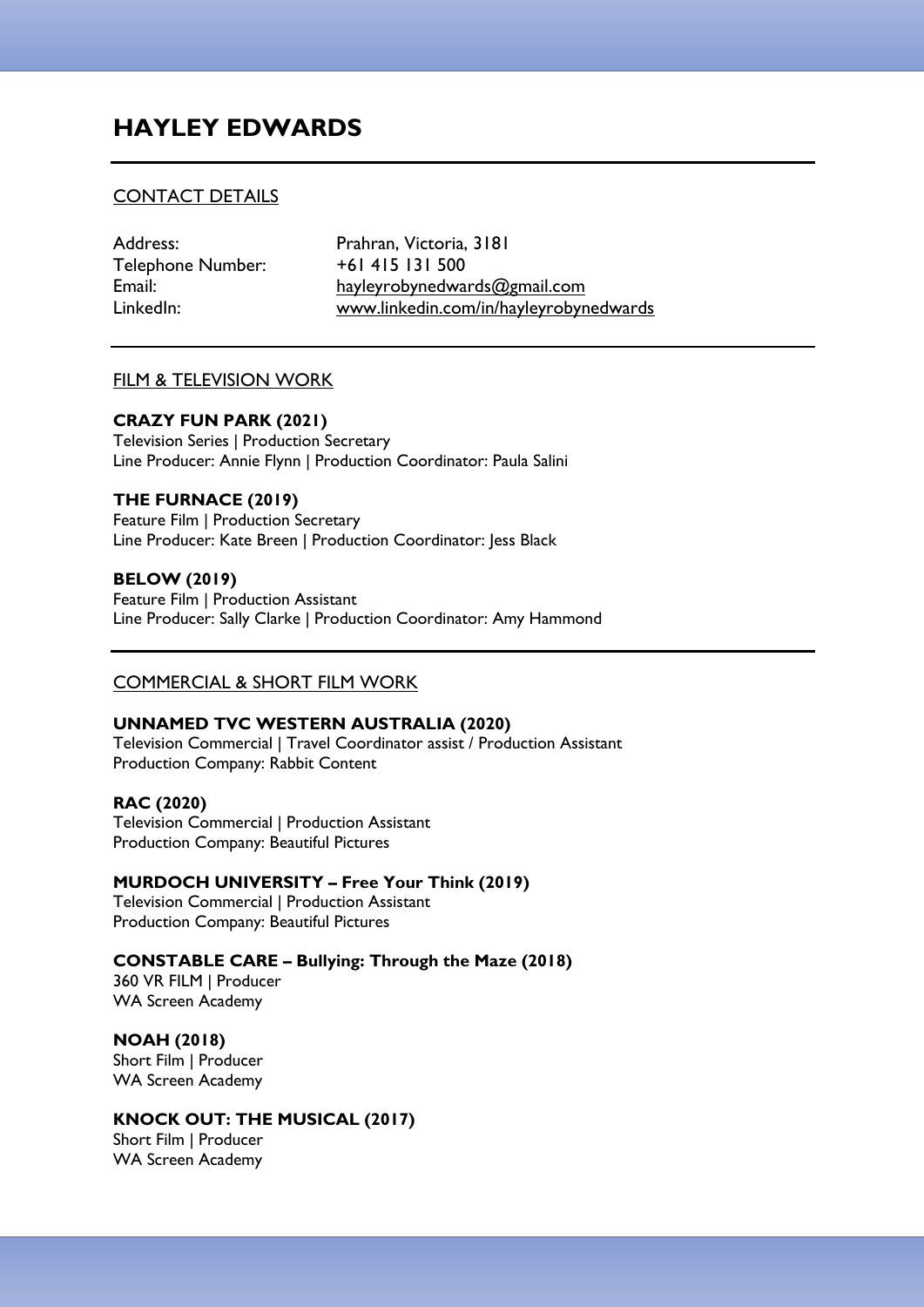# HAYLEY EDWARDS

---

## CONTACT DETAILS

| | |
|---|---|
| Address: | Prahran, Victoria, 3181 |
| Telephone Number: | +61 415 131 500 |
| Email: | hayleyrobynedwards@gmail.com |
| LinkedIn: | www.linkedin.com/in/hayleyrobynedwards |

---

## FILM & TELEVISION WORK

**CRAZY FUN PARK (2021)**
Television Series | Production Secretary
Line Producer: Annie Flynn | Production Coordinator: Paula Salini

**THE FURNACE (2019)**
Feature Film | Production Secretary
Line Producer: Kate Breen | Production Coordinator: Jess Black

**BELOW (2019)**
Feature Film | Production Assistant
Line Producer: Sally Clarke | Production Coordinator: Amy Hammond

---

## COMMERCIAL & SHORT FILM WORK

**UNNAMED TVC WESTERN AUSTRALIA (2020)**
Television Commercial | Travel Coordinator assist / Production Assistant
Production Company: Rabbit Content

**RAC (2020)**
Television Commercial | Production Assistant
Production Company: Beautiful Pictures

**MURDOCH UNIVERSITY – Free Your Think (2019)**
Television Commercial | Production Assistant
Production Company: Beautiful Pictures

**CONSTABLE CARE – Bullying: Through the Maze (2018)**
360 VR FILM | Producer
WA Screen Academy

**NOAH (2018)**
Short Film | Producer
WA Screen Academy

**KNOCK OUT: THE MUSICAL (2017)**
Short Film | Producer
WA Screen Academy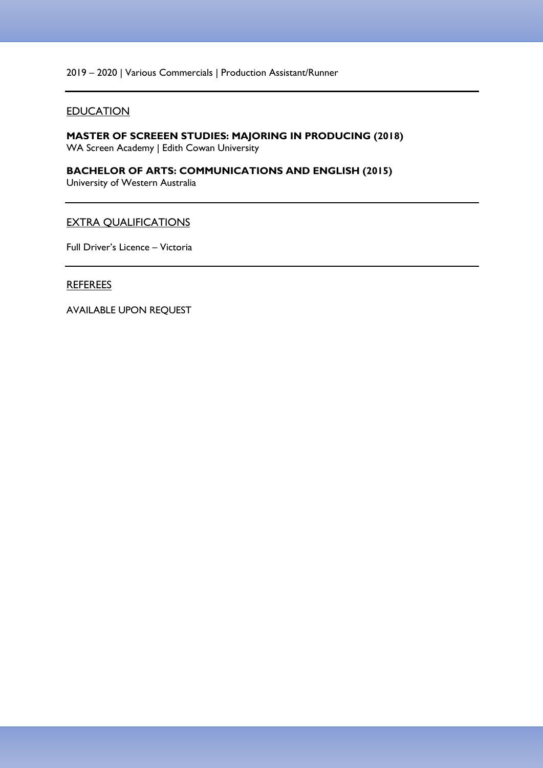2019 – 2020 | Various Commercials | Production Assistant/Runner

---

## EDUCATION

**MASTER OF SCREEEN STUDIES: MAJORING IN PRODUCING (2018)**
WA Screen Academy | Edith Cowan University

**BACHELOR OF ARTS: COMMUNICATIONS AND ENGLISH (2015)**
University of Western Australia

---

## EXTRA QUALIFICATIONS

Full Driver's Licence – Victoria

---

## REFEREES

AVAILABLE UPON REQUEST